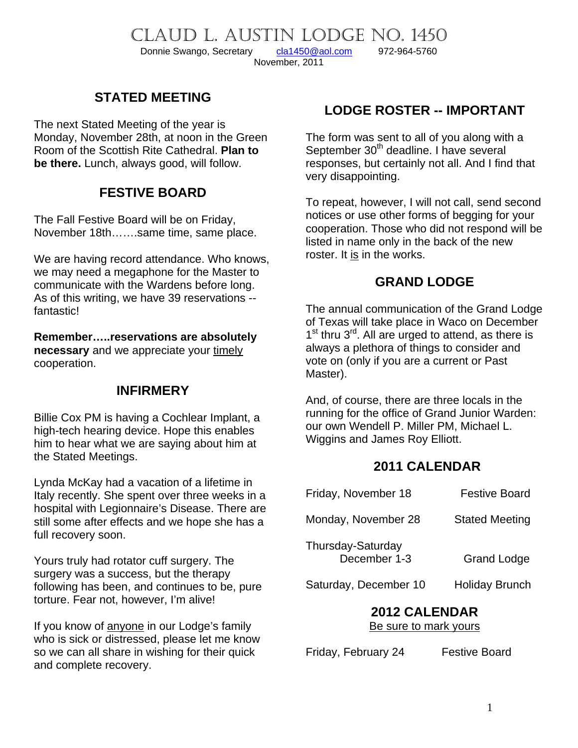# CLAUD L. AUSTIN LODGE NO. 1450

Donnie Swango, Secretary cla1450@aol.com 972-964-5760

November, 2011

## STATED MEETING

The next Stated Meeting of the year is Monday, November 28th, at noon in the Green Room of the Scottish Rite Cathedral. **Plan to be there.** Lunch, always good, will follow.

## FESTIVE BOARD

The Fall Festive Board will be on Friday, November 18th…….same time, same place.

We are having record attendance. Who knows, we may need a megaphone for the Master to communicate with the Wardens before long. As of this writing, we have 39 reservations -- fantastic!

**Remember…..reservations are absolutely necessary** and we appreciate your timely cooperation.

## INFIRMERY

Billie Cox PM is having a Cochlear Implant, a high-tech hearing device. Hope this enables him to hear what we are saying about him at the Stated Meetings.

Lynda McKay had a vacation of a lifetime in Italy recently. She spent over three weeks in a hospital with Legionnaire's Disease. There are still some after effects and we hope she has a full recovery soon.

Yours truly had rotator cuff surgery. The surgery was a success, but the therapy following has been, and continues to be, pure torture. Fear not, however, I'm alive!

If you know of anyone in our Lodge's family who is sick or distressed, please let me know so we can all share in wishing for their quick and complete recovery.

## LODGE ROSTER -- IMPORTANT

The form was sent to all of you along with a September 30th deadline. I have several responses, but certainly not all. And I find that very disappointing.

To repeat, however, I will not call, send second notices or use other forms of begging for your cooperation. Those who did not respond will be listed in name only in the back of the new roster. It is in the works.

## GRAND LODGE

The annual communication of the Grand Lodge of Texas will take place in Waco on December 1st thru 3rd. All are urged to attend, as there is always a plethora of things to consider and vote on (only if you are a current or Past Master).

And, of course, there are three locals in the running for the office of Grand Junior Warden: our own Wendell P. Miller PM, Michael L. Wiggins and James Roy Elliott.

## 2011 CALENDAR

| | |
|---|---|
| Friday, November 18 | Festive Board |
| Monday, November 28 | Stated Meeting |
| Thursday-Saturday December 1-3 | Grand Lodge |
| Saturday, December 10 | Holiday Brunch |

## 2012 CALENDAR

Be sure to mark yours

| | |
|---|---|
| Friday, February 24 | Festive Board |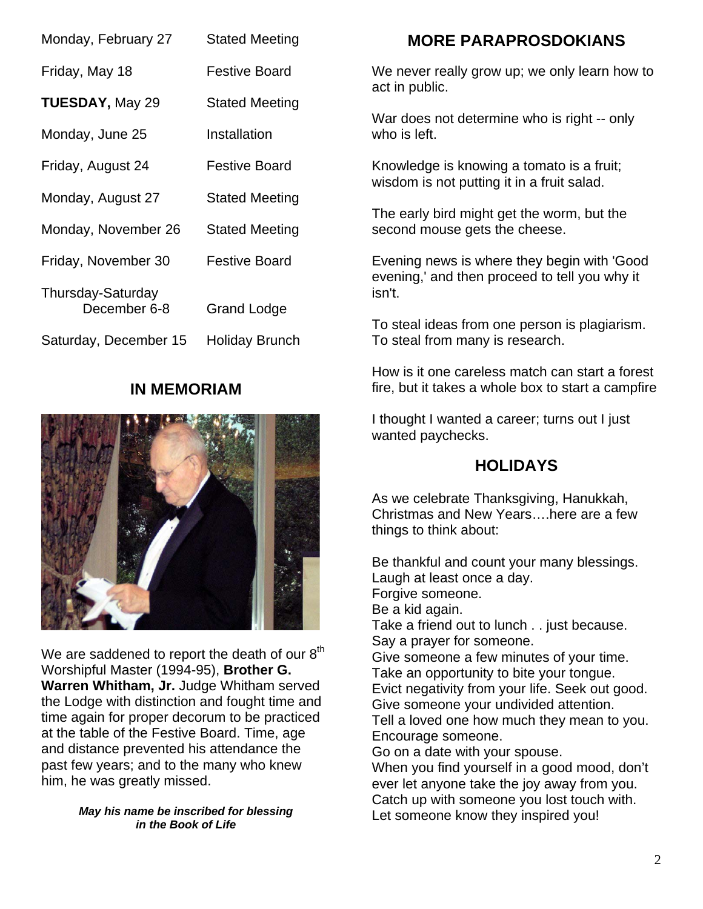| | |
|---|---|
| Monday, February 27 | Stated Meeting |
| Friday, May 18 | Festive Board |
| **TUESDAY,** May 29 | Stated Meeting |
| Monday, June 25 | Installation |
| Friday, August 24 | Festive Board |
| Monday, August 27 | Stated Meeting |
| Monday, November 26 | Stated Meeting |
| Friday, November 30 | Festive Board |
| Thursday-Saturday December 6-8 | Grand Lodge |
| Saturday, December 15 | Holiday Brunch |

## IN MEMORIAM

We are saddened to report the death of our 8th Worshipful Master (1994-95), **Brother G. Warren Whitham, Jr.** Judge Whitham served the Lodge with distinction and fought time and time again for proper decorum to be practiced at the table of the Festive Board. Time, age and distance prevented his attendance the past few years; and to the many who knew him, he was greatly missed.

***May his name be inscribed for blessing in the Book of Life***

## MORE PARAPROSDOKIANS

We never really grow up; we only learn how to act in public.

War does not determine who is right -- only who is left.

Knowledge is knowing a tomato is a fruit; wisdom is not putting it in a fruit salad.

The early bird might get the worm, but the second mouse gets the cheese.

Evening news is where they begin with 'Good evening,' and then proceed to tell you why it isn't.

To steal ideas from one person is plagiarism. To steal from many is research.

How is it one careless match can start a forest fire, but it takes a whole box to start a campfire

I thought I wanted a career; turns out I just wanted paychecks.

## HOLIDAYS

As we celebrate Thanksgiving, Hanukkah, Christmas and New Years….here are a few things to think about:

Be thankful and count your many blessings.
Laugh at least once a day.
Forgive someone.
Be a kid again.
Take a friend out to lunch . . just because.
Say a prayer for someone.
Give someone a few minutes of your time.
Take an opportunity to bite your tongue.
Evict negativity from your life. Seek out good.
Give someone your undivided attention.
Tell a loved one how much they mean to you.
Encourage someone.
Go on a date with your spouse.
When you find yourself in a good mood, don't ever let anyone take the joy away from you.
Catch up with someone you lost touch with.
Let someone know they inspired you!